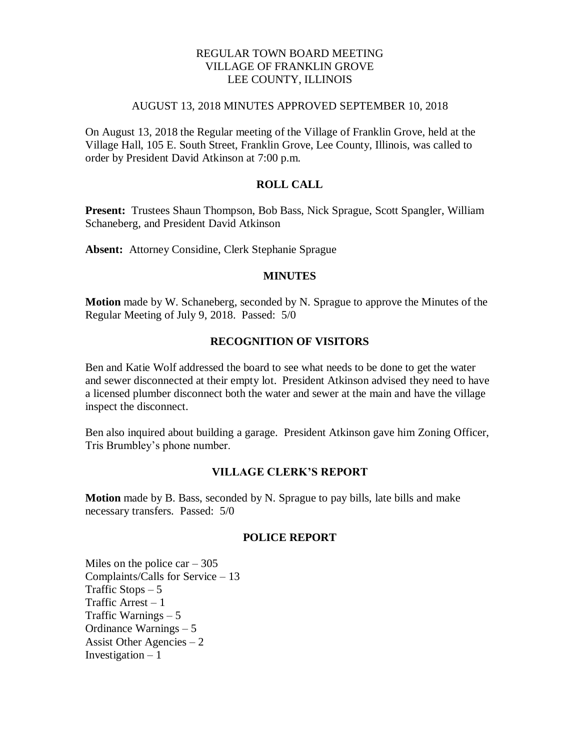# REGULAR TOWN BOARD MEETING
# VILLAGE OF FRANKLIN GROVE
# LEE COUNTY, ILLINOIS

AUGUST 13, 2018 MINUTES APPROVED SEPTEMBER 10, 2018

On August 13, 2018 the Regular meeting of the Village of Franklin Grove, held at the Village Hall, 105 E. South Street, Franklin Grove, Lee County, Illinois, was called to order by President David Atkinson at 7:00 p.m.

## ROLL CALL

**Present:** Trustees Shaun Thompson, Bob Bass, Nick Sprague, Scott Spangler, William Schaneberg, and President David Atkinson

**Absent:** Attorney Considine, Clerk Stephanie Sprague

## MINUTES

**Motion** made by W. Schaneberg, seconded by N. Sprague to approve the Minutes of the Regular Meeting of July 9, 2018. Passed: 5/0

## RECOGNITION OF VISITORS

Ben and Katie Wolf addressed the board to see what needs to be done to get the water and sewer disconnected at their empty lot. President Atkinson advised they need to have a licensed plumber disconnect both the water and sewer at the main and have the village inspect the disconnect.

Ben also inquired about building a garage. President Atkinson gave him Zoning Officer, Tris Brumbley's phone number.

## VILLAGE CLERK'S REPORT

**Motion** made by B. Bass, seconded by N. Sprague to pay bills, late bills and make necessary transfers. Passed: 5/0

## POLICE REPORT

Miles on the police car – 305
Complaints/Calls for Service – 13
Traffic Stops – 5
Traffic Arrest – 1
Traffic Warnings – 5
Ordinance Warnings – 5
Assist Other Agencies – 2
Investigation – 1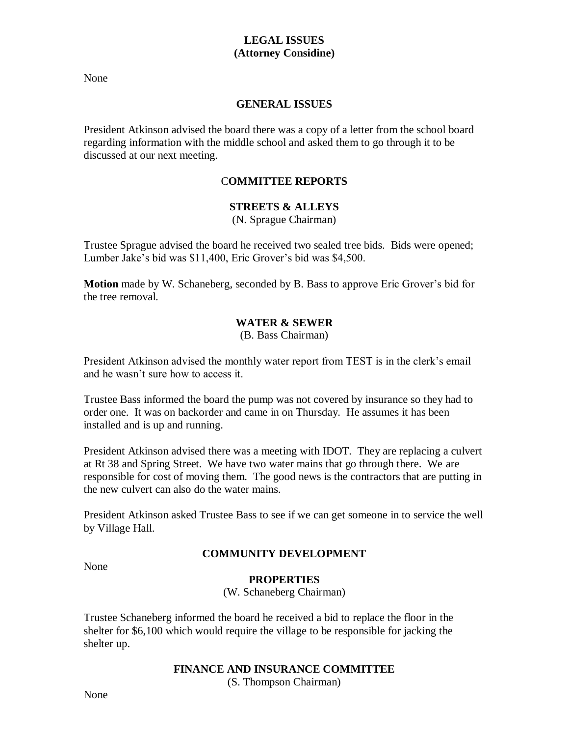## LEGAL ISSUES
## (Attorney Considine)

None

## GENERAL ISSUES

President Atkinson advised the board there was a copy of a letter from the school board regarding information with the middle school and asked them to go through it to be discussed at our next meeting.

## COMMITTEE REPORTS

### STREETS & ALLEYS
(N. Sprague Chairman)

Trustee Sprague advised the board he received two sealed tree bids. Bids were opened; Lumber Jake's bid was $11,400, Eric Grover's bid was $4,500.

**Motion** made by W. Schaneberg, seconded by B. Bass to approve Eric Grover's bid for the tree removal.

### WATER & SEWER
(B. Bass Chairman)

President Atkinson advised the monthly water report from TEST is in the clerk's email and he wasn't sure how to access it.

Trustee Bass informed the board the pump was not covered by insurance so they had to order one. It was on backorder and came in on Thursday. He assumes it has been installed and is up and running.

President Atkinson advised there was a meeting with IDOT. They are replacing a culvert at Rt 38 and Spring Street. We have two water mains that go through there. We are responsible for cost of moving them. The good news is the contractors that are putting in the new culvert can also do the water mains.

President Atkinson asked Trustee Bass to see if we can get someone in to service the well by Village Hall.

### COMMUNITY DEVELOPMENT

None

### PROPERTIES
(W. Schaneberg Chairman)

Trustee Schaneberg informed the board he received a bid to replace the floor in the shelter for $6,100 which would require the village to be responsible for jacking the shelter up.

### FINANCE AND INSURANCE COMMITTEE
(S. Thompson Chairman)

None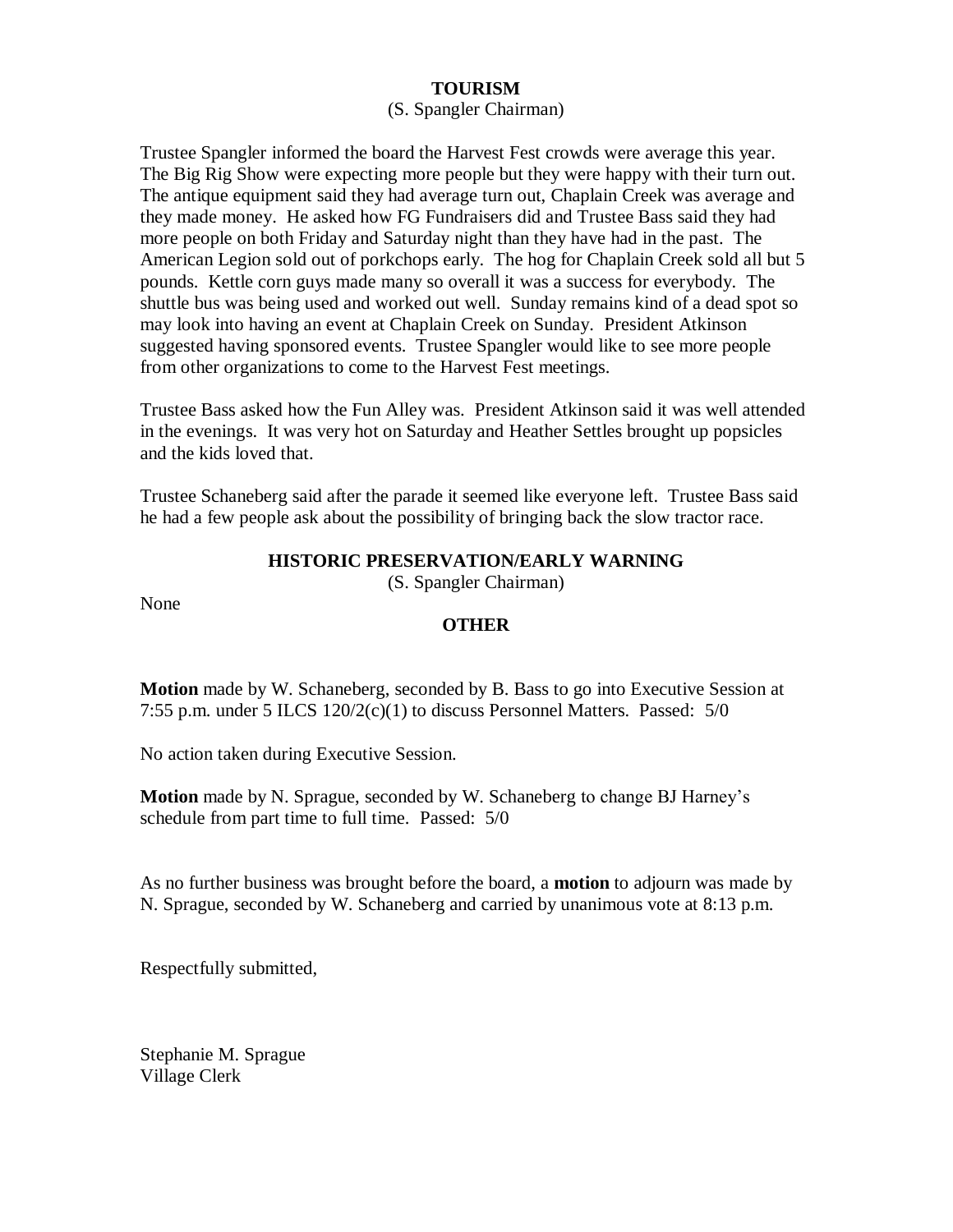## TOURISM

(S. Spangler Chairman)

Trustee Spangler informed the board the Harvest Fest crowds were average this year. The Big Rig Show were expecting more people but they were happy with their turn out. The antique equipment said they had average turn out, Chaplain Creek was average and they made money. He asked how FG Fundraisers did and Trustee Bass said they had more people on both Friday and Saturday night than they have had in the past. The American Legion sold out of porkchops early. The hog for Chaplain Creek sold all but 5 pounds. Kettle corn guys made many so overall it was a success for everybody. The shuttle bus was being used and worked out well. Sunday remains kind of a dead spot so may look into having an event at Chaplain Creek on Sunday. President Atkinson suggested having sponsored events. Trustee Spangler would like to see more people from other organizations to come to the Harvest Fest meetings.

Trustee Bass asked how the Fun Alley was. President Atkinson said it was well attended in the evenings. It was very hot on Saturday and Heather Settles brought up popsicles and the kids loved that.

Trustee Schaneberg said after the parade it seemed like everyone left. Trustee Bass said he had a few people ask about the possibility of bringing back the slow tractor race.

## HISTORIC PRESERVATION/EARLY WARNING

(S. Spangler Chairman)

None

## OTHER

**Motion** made by W. Schaneberg, seconded by B. Bass to go into Executive Session at 7:55 p.m. under 5 ILCS 120/2(c)(1) to discuss Personnel Matters. Passed: 5/0

No action taken during Executive Session.

**Motion** made by N. Sprague, seconded by W. Schaneberg to change BJ Harney's schedule from part time to full time. Passed: 5/0

As no further business was brought before the board, a **motion** to adjourn was made by N. Sprague, seconded by W. Schaneberg and carried by unanimous vote at 8:13 p.m.

Respectfully submitted,

Stephanie M. Sprague
Village Clerk